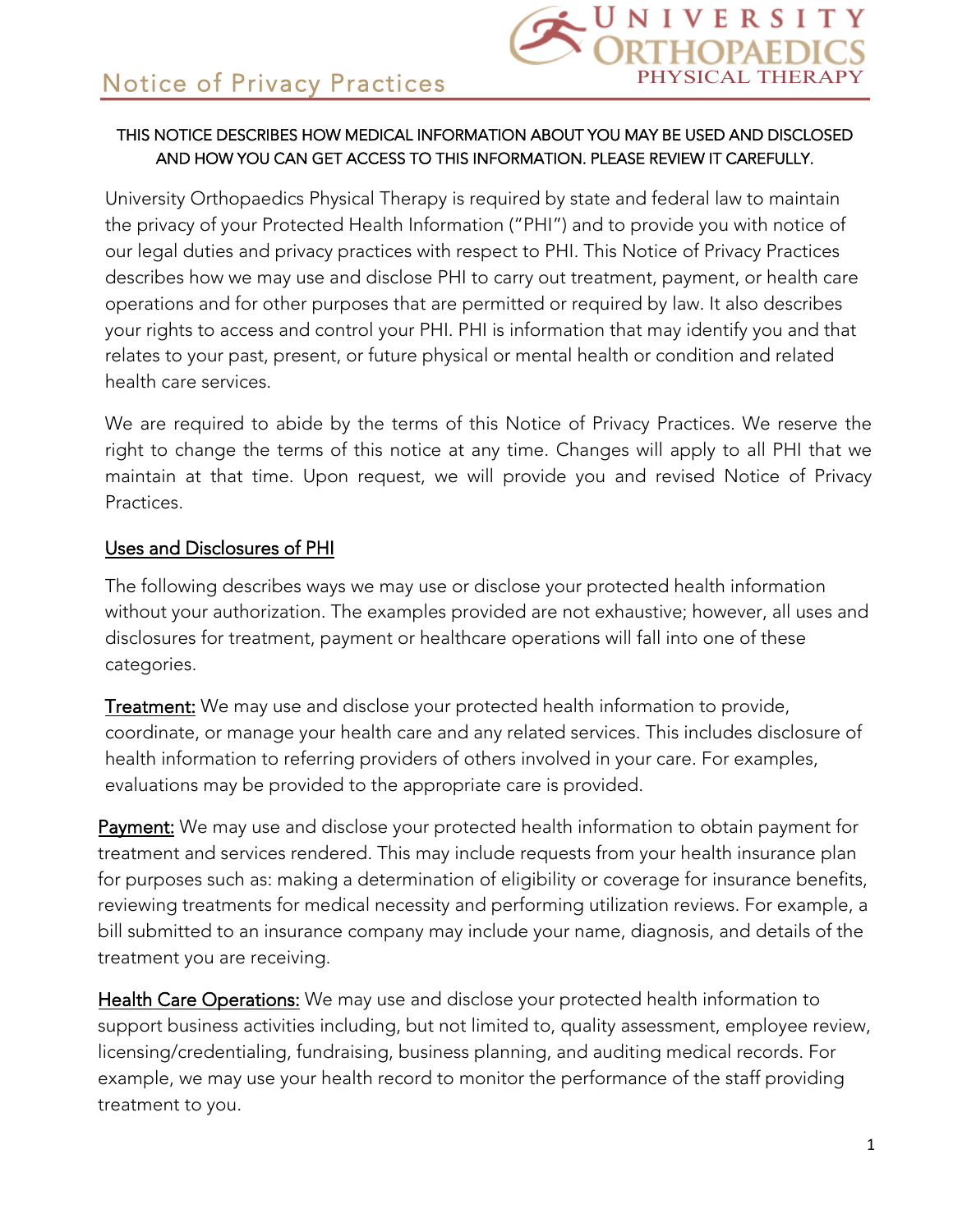# Notice of Privacy Practices

UNIVERSITY ORTHOPAEDICS PHYSICAL THERAPY

THIS NOTICE DESCRIBES HOW MEDICAL INFORMATION ABOUT YOU MAY BE USED AND DISCLOSED AND HOW YOU CAN GET ACCESS TO THIS INFORMATION. PLEASE REVIEW IT CAREFULLY.

University Orthopaedics Physical Therapy is required by state and federal law to maintain the privacy of your Protected Health Information ("PHI") and to provide you with notice of our legal duties and privacy practices with respect to PHI. This Notice of Privacy Practices describes how we may use and disclose PHI to carry out treatment, payment, or health care operations and for other purposes that are permitted or required by law. It also describes your rights to access and control your PHI. PHI is information that may identify you and that relates to your past, present, or future physical or mental health or condition and related health care services.

We are required to abide by the terms of this Notice of Privacy Practices. We reserve the right to change the terms of this notice at any time. Changes will apply to all PHI that we maintain at that time. Upon request, we will provide you and revised Notice of Privacy Practices.

## Uses and Disclosures of PHI

The following describes ways we may use or disclose your protected health information without your authorization. The examples provided are not exhaustive; however, all uses and disclosures for treatment, payment or healthcare operations will fall into one of these categories.

Treatment: We may use and disclose your protected health information to provide, coordinate, or manage your health care and any related services. This includes disclosure of health information to referring providers of others involved in your care. For examples, evaluations may be provided to the appropriate care is provided.

Payment: We may use and disclose your protected health information to obtain payment for treatment and services rendered. This may include requests from your health insurance plan for purposes such as: making a determination of eligibility or coverage for insurance benefits, reviewing treatments for medical necessity and performing utilization reviews. For example, a bill submitted to an insurance company may include your name, diagnosis, and details of the treatment you are receiving.

Health Care Operations: We may use and disclose your protected health information to support business activities including, but not limited to, quality assessment, employee review, licensing/credentialing, fundraising, business planning, and auditing medical records. For example, we may use your health record to monitor the performance of the staff providing treatment to you.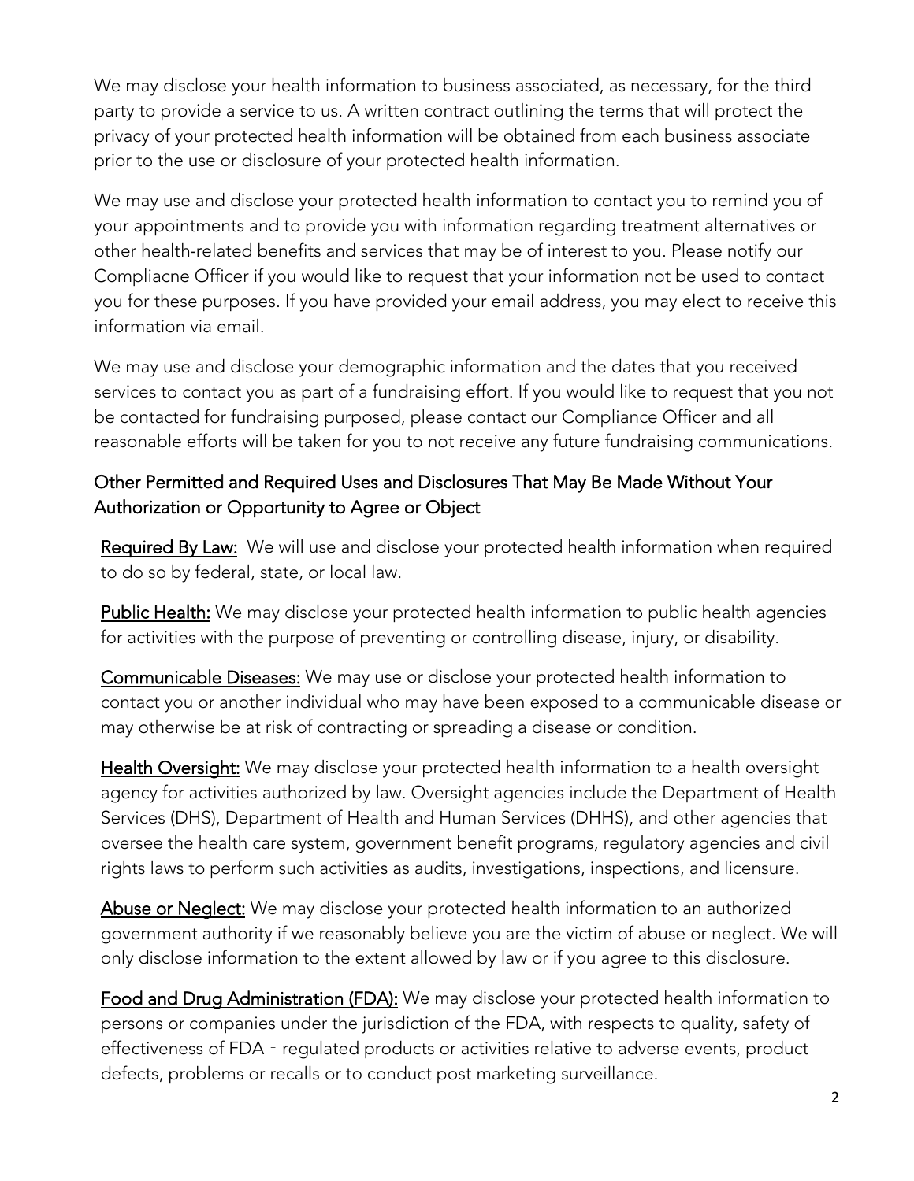We may disclose your health information to business associated, as necessary, for the third party to provide a service to us. A written contract outlining the terms that will protect the privacy of your protected health information will be obtained from each business associate prior to the use or disclosure of your protected health information.

We may use and disclose your protected health information to contact you to remind you of your appointments and to provide you with information regarding treatment alternatives or other health-related benefits and services that may be of interest to you. Please notify our Compliacne Officer if you would like to request that your information not be used to contact you for these purposes. If you have provided your email address, you may elect to receive this information via email.

We may use and disclose your demographic information and the dates that you received services to contact you as part of a fundraising effort. If you would like to request that you not be contacted for fundraising purposed, please contact our Compliance Officer and all reasonable efforts will be taken for you to not receive any future fundraising communications.

## Other Permitted and Required Uses and Disclosures That May Be Made Without Your Authorization or Opportunity to Agree or Object

Required By Law: We will use and disclose your protected health information when required to do so by federal, state, or local law.

Public Health: We may disclose your protected health information to public health agencies for activities with the purpose of preventing or controlling disease, injury, or disability.

Communicable Diseases: We may use or disclose your protected health information to contact you or another individual who may have been exposed to a communicable disease or may otherwise be at risk of contracting or spreading a disease or condition.

Health Oversight: We may disclose your protected health information to a health oversight agency for activities authorized by law. Oversight agencies include the Department of Health Services (DHS), Department of Health and Human Services (DHHS), and other agencies that oversee the health care system, government benefit programs, regulatory agencies and civil rights laws to perform such activities as audits, investigations, inspections, and licensure.

Abuse or Neglect: We may disclose your protected health information to an authorized government authority if we reasonably believe you are the victim of abuse or neglect. We will only disclose information to the extent allowed by law or if you agree to this disclosure.

Food and Drug Administration (FDA): We may disclose your protected health information to persons or companies under the jurisdiction of the FDA, with respects to quality, safety of effectiveness of FDA - regulated products or activities relative to adverse events, product defects, problems or recalls or to conduct post marketing surveillance.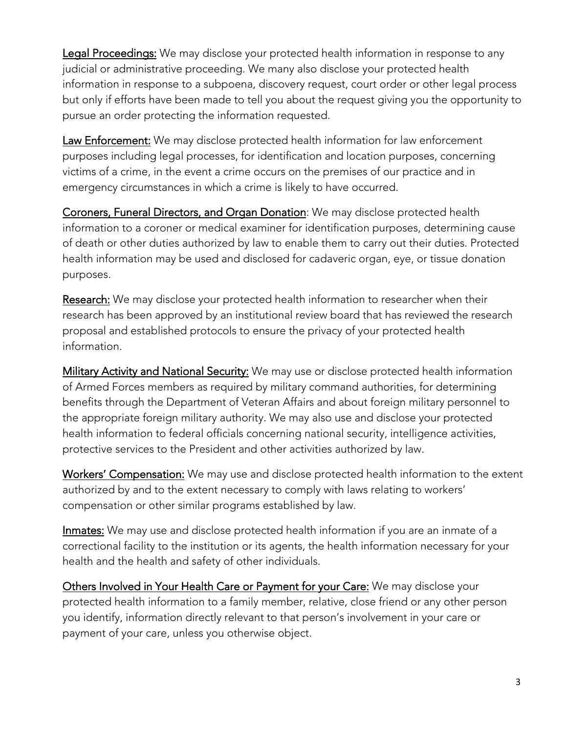<u>Legal Proceedings:</u> We may disclose your protected health information in response to any judicial or administrative proceeding. We many also disclose your protected health information in response to a subpoena, discovery request, court order or other legal process but only if efforts have been made to tell you about the request giving you the opportunity to pursue an order protecting the information requested.

<u>Law Enforcement:</u> We may disclose protected health information for law enforcement purposes including legal processes, for identification and location purposes, concerning victims of a crime, in the event a crime occurs on the premises of our practice and in emergency circumstances in which a crime is likely to have occurred.

<u>Coroners, Funeral Directors, and Organ Donation</u>: We may disclose protected health information to a coroner or medical examiner for identification purposes, determining cause of death or other duties authorized by law to enable them to carry out their duties. Protected health information may be used and disclosed for cadaveric organ, eye, or tissue donation purposes.

<u>Research:</u> We may disclose your protected health information to researcher when their research has been approved by an institutional review board that has reviewed the research proposal and established protocols to ensure the privacy of your protected health information.

<u>Military Activity and National Security:</u> We may use or disclose protected health information of Armed Forces members as required by military command authorities, for determining benefits through the Department of Veteran Affairs and about foreign military personnel to the appropriate foreign military authority. We may also use and disclose your protected health information to federal officials concerning national security, intelligence activities, protective services to the President and other activities authorized by law.

<u>Workers' Compensation:</u> We may use and disclose protected health information to the extent authorized by and to the extent necessary to comply with laws relating to workers' compensation or other similar programs established by law.

<u>Inmates:</u> We may use and disclose protected health information if you are an inmate of a correctional facility to the institution or its agents, the health information necessary for your health and the health and safety of other individuals.

<u>Others Involved in Your Health Care or Payment for your Care:</u> We may disclose your protected health information to a family member, relative, close friend or any other person you identify, information directly relevant to that person's involvement in your care or payment of your care, unless you otherwise object.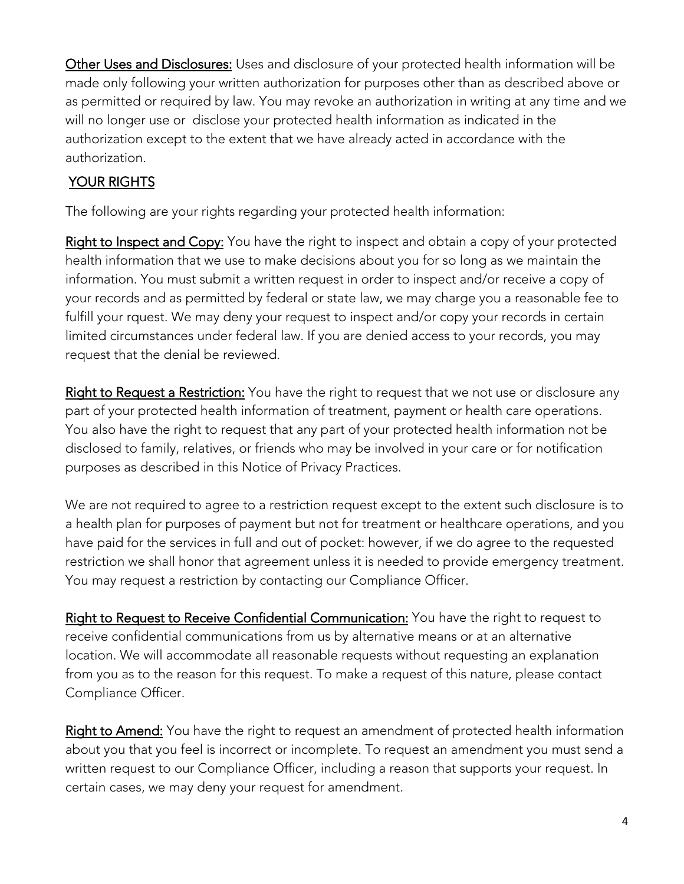**Other Uses and Disclosures:** Uses and disclosure of your protected health information will be made only following your written authorization for purposes other than as described above or as permitted or required by law. You may revoke an authorization in writing at any time and we will no longer use or disclose your protected health information as indicated in the authorization except to the extent that we have already acted in accordance with the authorization.

## YOUR RIGHTS

The following are your rights regarding your protected health information:

**Right to Inspect and Copy:** You have the right to inspect and obtain a copy of your protected health information that we use to make decisions about you for so long as we maintain the information. You must submit a written request in order to inspect and/or receive a copy of your records and as permitted by federal or state law, we may charge you a reasonable fee to fulfill your rquest. We may deny your request to inspect and/or copy your records in certain limited circumstances under federal law. If you are denied access to your records, you may request that the denial be reviewed.

**Right to Request a Restriction:** You have the right to request that we not use or disclosure any part of your protected health information of treatment, payment or health care operations. You also have the right to request that any part of your protected health information not be disclosed to family, relatives, or friends who may be involved in your care or for notification purposes as described in this Notice of Privacy Practices.

We are not required to agree to a restriction request except to the extent such disclosure is to a health plan for purposes of payment but not for treatment or healthcare operations, and you have paid for the services in full and out of pocket: however, if we do agree to the requested restriction we shall honor that agreement unless it is needed to provide emergency treatment. You may request a restriction by contacting our Compliance Officer.

**Right to Request to Receive Confidential Communication:** You have the right to request to receive confidential communications from us by alternative means or at an alternative location. We will accommodate all reasonable requests without requesting an explanation from you as to the reason for this request. To make a request of this nature, please contact Compliance Officer.

**Right to Amend:** You have the right to request an amendment of protected health information about you that you feel is incorrect or incomplete. To request an amendment you must send a written request to our Compliance Officer, including a reason that supports your request. In certain cases, we may deny your request for amendment.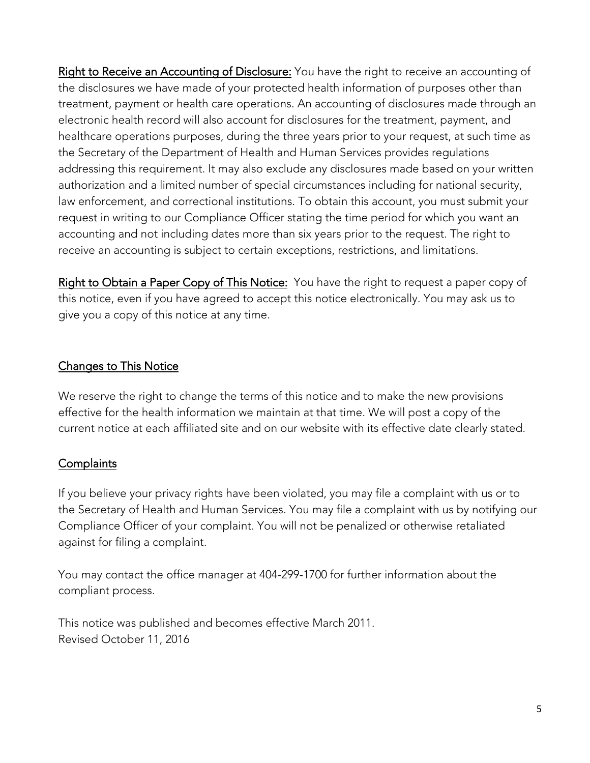<u>Right to Receive an Accounting of Disclosure:</u> You have the right to receive an accounting of the disclosures we have made of your protected health information of purposes other than treatment, payment or health care operations. An accounting of disclosures made through an electronic health record will also account for disclosures for the treatment, payment, and healthcare operations purposes, during the three years prior to your request, at such time as the Secretary of the Department of Health and Human Services provides regulations addressing this requirement. It may also exclude any disclosures made based on your written authorization and a limited number of special circumstances including for national security, law enforcement, and correctional institutions. To obtain this account, you must submit your request in writing to our Compliance Officer stating the time period for which you want an accounting and not including dates more than six years prior to the request. The right to receive an accounting is subject to certain exceptions, restrictions, and limitations.

<u>Right to Obtain a Paper Copy of This Notice:</u> You have the right to request a paper copy of this notice, even if you have agreed to accept this notice electronically. You may ask us to give you a copy of this notice at any time.

## <u>Changes to This Notice</u>

We reserve the right to change the terms of this notice and to make the new provisions effective for the health information we maintain at that time. We will post a copy of the current notice at each affiliated site and on our website with its effective date clearly stated.

## <u>Complaints</u>

If you believe your privacy rights have been violated, you may file a complaint with us or to the Secretary of Health and Human Services. You may file a complaint with us by notifying our Compliance Officer of your complaint. You will not be penalized or otherwise retaliated against for filing a complaint.

You may contact the office manager at 404-299-1700 for further information about the compliant process.

This notice was published and becomes effective March 2011.
Revised October 11, 2016